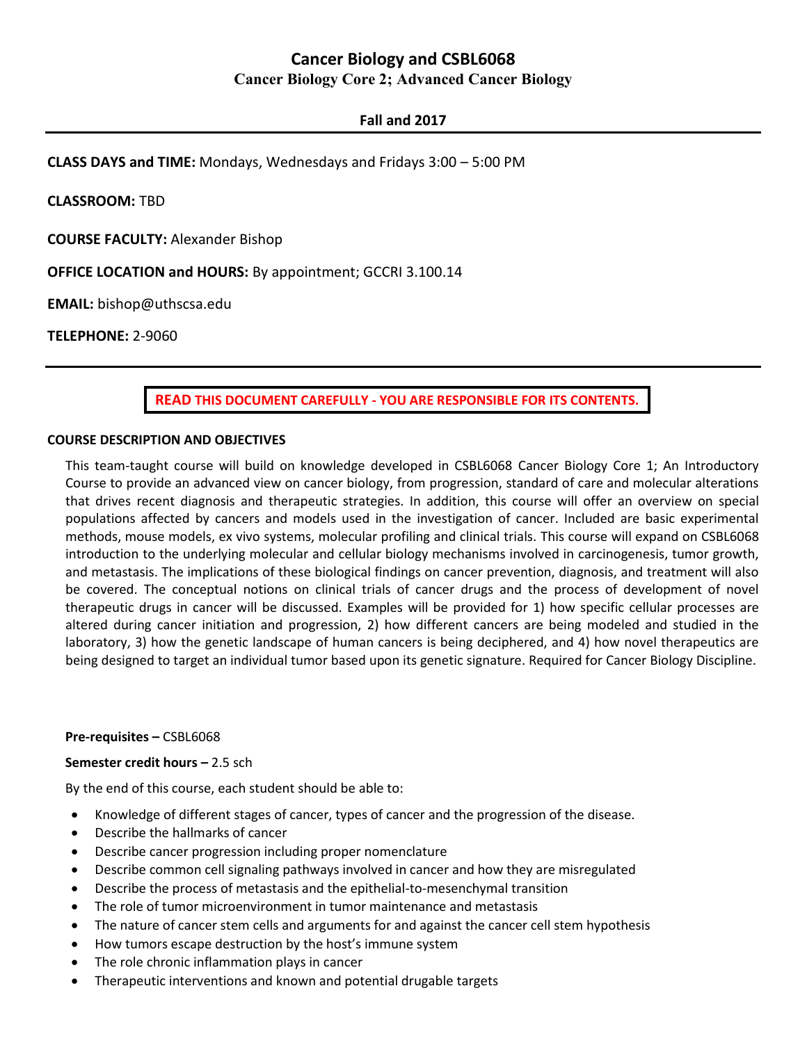# Cancer Biology and CSBL6068

## Cancer Biology Core 2; Advanced Cancer Biology

**Fall and 2017**

---

**CLASS DAYS and TIME:** Mondays, Wednesdays and Fridays 3:00 – 5:00 PM

**CLASSROOM:** TBD

**COURSE FACULTY:** Alexander Bishop

**OFFICE LOCATION and HOURS:** By appointment; GCCRI 3.100.14

**EMAIL:** bishop@uthscsa.edu

**TELEPHONE:** 2-9060

---

**READ THIS DOCUMENT CAREFULLY - YOU ARE RESPONSIBLE FOR ITS CONTENTS.**

**COURSE DESCRIPTION AND OBJECTIVES**

This team-taught course will build on knowledge developed in CSBL6068 Cancer Biology Core 1; An Introductory Course to provide an advanced view on cancer biology, from progression, standard of care and molecular alterations that drives recent diagnosis and therapeutic strategies. In addition, this course will offer an overview on special populations affected by cancers and models used in the investigation of cancer. Included are basic experimental methods, mouse models, ex vivo systems, molecular profiling and clinical trials. This course will expand on CSBL6068 introduction to the underlying molecular and cellular biology mechanisms involved in carcinogenesis, tumor growth, and metastasis. The implications of these biological findings on cancer prevention, diagnosis, and treatment will also be covered. The conceptual notions on clinical trials of cancer drugs and the process of development of novel therapeutic drugs in cancer will be discussed. Examples will be provided for 1) how specific cellular processes are altered during cancer initiation and progression, 2) how different cancers are being modeled and studied in the laboratory, 3) how the genetic landscape of human cancers is being deciphered, and 4) how novel therapeutics are being designed to target an individual tumor based upon its genetic signature. Required for Cancer Biology Discipline.

**Pre-requisites –** CSBL6068

**Semester credit hours –** 2.5 sch

By the end of this course, each student should be able to:

- Knowledge of different stages of cancer, types of cancer and the progression of the disease.
- Describe the hallmarks of cancer
- Describe cancer progression including proper nomenclature
- Describe common cell signaling pathways involved in cancer and how they are misregulated
- Describe the process of metastasis and the epithelial-to-mesenchymal transition
- The role of tumor microenvironment in tumor maintenance and metastasis
- The nature of cancer stem cells and arguments for and against the cancer cell stem hypothesis
- How tumors escape destruction by the host's immune system
- The role chronic inflammation plays in cancer
- Therapeutic interventions and known and potential drugable targets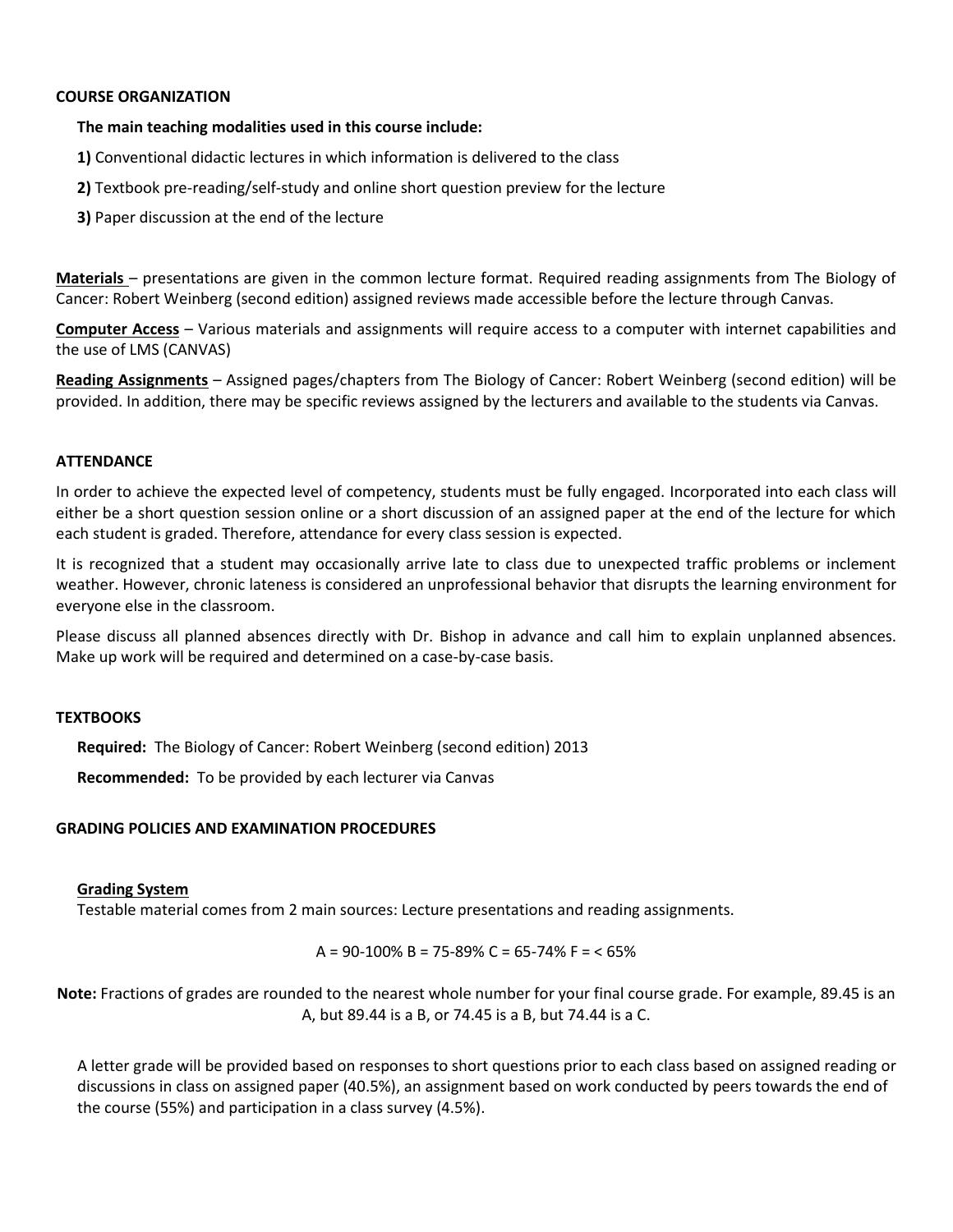**COURSE ORGANIZATION**

**The main teaching modalities used in this course include:**

**1)** Conventional didactic lectures in which information is delivered to the class

**2)** Textbook pre-reading/self-study and online short question preview for the lecture

**3)** Paper discussion at the end of the lecture

**Materials** – presentations are given in the common lecture format. Required reading assignments from The Biology of Cancer: Robert Weinberg (second edition) assigned reviews made accessible before the lecture through Canvas.

**Computer Access** – Various materials and assignments will require access to a computer with internet capabilities and the use of LMS (CANVAS)

**Reading Assignments** – Assigned pages/chapters from The Biology of Cancer: Robert Weinberg (second edition) will be provided. In addition, there may be specific reviews assigned by the lecturers and available to the students via Canvas.

**ATTENDANCE**

In order to achieve the expected level of competency, students must be fully engaged. Incorporated into each class will either be a short question session online or a short discussion of an assigned paper at the end of the lecture for which each student is graded. Therefore, attendance for every class session is expected.

It is recognized that a student may occasionally arrive late to class due to unexpected traffic problems or inclement weather. However, chronic lateness is considered an unprofessional behavior that disrupts the learning environment for everyone else in the classroom.

Please discuss all planned absences directly with Dr. Bishop in advance and call him to explain unplanned absences. Make up work will be required and determined on a case-by-case basis.

**TEXTBOOKS**

**Required:** The Biology of Cancer: Robert Weinberg (second edition) 2013

**Recommended:** To be provided by each lecturer via Canvas

**GRADING POLICIES AND EXAMINATION PROCEDURES**

**Grading System**

Testable material comes from 2 main sources: Lecture presentations and reading assignments.

A = 90-100% B = 75-89% C = 65-74% F = < 65%

**Note:** Fractions of grades are rounded to the nearest whole number for your final course grade. For example, 89.45 is an A, but 89.44 is a B, or 74.45 is a B, but 74.44 is a C.

A letter grade will be provided based on responses to short questions prior to each class based on assigned reading or discussions in class on assigned paper (40.5%), an assignment based on work conducted by peers towards the end of the course (55%) and participation in a class survey (4.5%).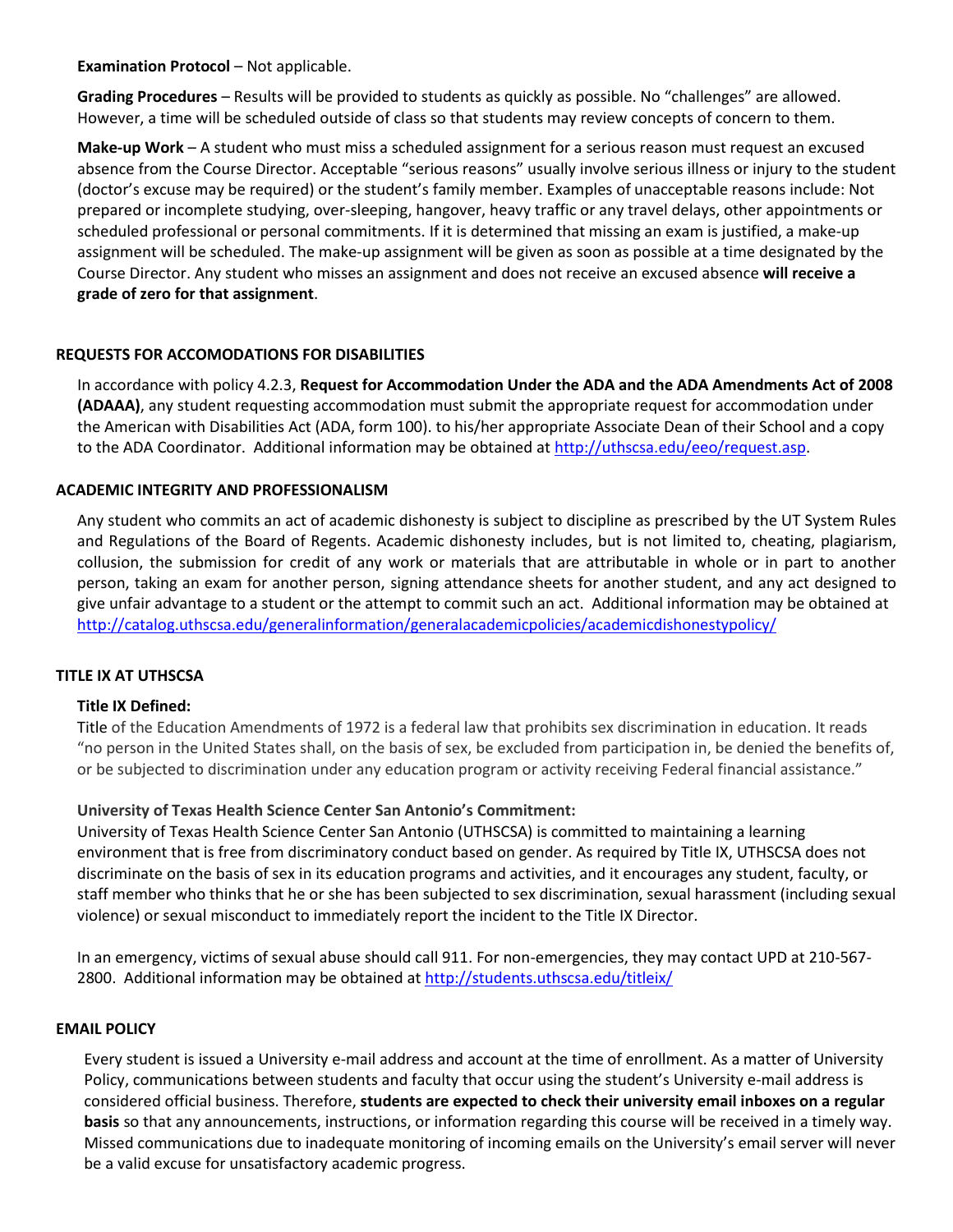**Examination Protocol** – Not applicable.

**Grading Procedures** – Results will be provided to students as quickly as possible. No "challenges" are allowed. However, a time will be scheduled outside of class so that students may review concepts of concern to them.

**Make-up Work** – A student who must miss a scheduled assignment for a serious reason must request an excused absence from the Course Director. Acceptable "serious reasons" usually involve serious illness or injury to the student (doctor's excuse may be required) or the student's family member. Examples of unacceptable reasons include: Not prepared or incomplete studying, over-sleeping, hangover, heavy traffic or any travel delays, other appointments or scheduled professional or personal commitments. If it is determined that missing an exam is justified, a make-up assignment will be scheduled. The make-up assignment will be given as soon as possible at a time designated by the Course Director. Any student who misses an assignment and does not receive an excused absence **will receive a grade of zero for that assignment**.

## REQUESTS FOR ACCOMODATIONS FOR DISABILITIES

In accordance with policy 4.2.3, **Request for Accommodation Under the ADA and the ADA Amendments Act of 2008 (ADAAA)**, any student requesting accommodation must submit the appropriate request for accommodation under the American with Disabilities Act (ADA, form 100). to his/her appropriate Associate Dean of their School and a copy to the ADA Coordinator. Additional information may be obtained at http://uthscsa.edu/eeo/request.asp.

## ACADEMIC INTEGRITY AND PROFESSIONALISM

Any student who commits an act of academic dishonesty is subject to discipline as prescribed by the UT System Rules and Regulations of the Board of Regents. Academic dishonesty includes, but is not limited to, cheating, plagiarism, collusion, the submission for credit of any work or materials that are attributable in whole or in part to another person, taking an exam for another person, signing attendance sheets for another student, and any act designed to give unfair advantage to a student or the attempt to commit such an act. Additional information may be obtained at http://catalog.uthscsa.edu/generalinformation/generalacademicpolicies/academicdishonestypolicy/

## TITLE IX AT UTHSCSA

**Title IX Defined:**

Title of the Education Amendments of 1972 is a federal law that prohibits sex discrimination in education. It reads "no person in the United States shall, on the basis of sex, be excluded from participation in, be denied the benefits of, or be subjected to discrimination under any education program or activity receiving Federal financial assistance."

**University of Texas Health Science Center San Antonio's Commitment:**

University of Texas Health Science Center San Antonio (UTHSCSA) is committed to maintaining a learning environment that is free from discriminatory conduct based on gender. As required by Title IX, UTHSCSA does not discriminate on the basis of sex in its education programs and activities, and it encourages any student, faculty, or staff member who thinks that he or she has been subjected to sex discrimination, sexual harassment (including sexual violence) or sexual misconduct to immediately report the incident to the Title IX Director.

In an emergency, victims of sexual abuse should call 911. For non-emergencies, they may contact UPD at 210-567-2800. Additional information may be obtained at http://students.uthscsa.edu/titleix/

## EMAIL POLICY

Every student is issued a University e-mail address and account at the time of enrollment. As a matter of University Policy, communications between students and faculty that occur using the student's University e-mail address is considered official business. Therefore, **students are expected to check their university email inboxes on a regular basis** so that any announcements, instructions, or information regarding this course will be received in a timely way. Missed communications due to inadequate monitoring of incoming emails on the University's email server will never be a valid excuse for unsatisfactory academic progress.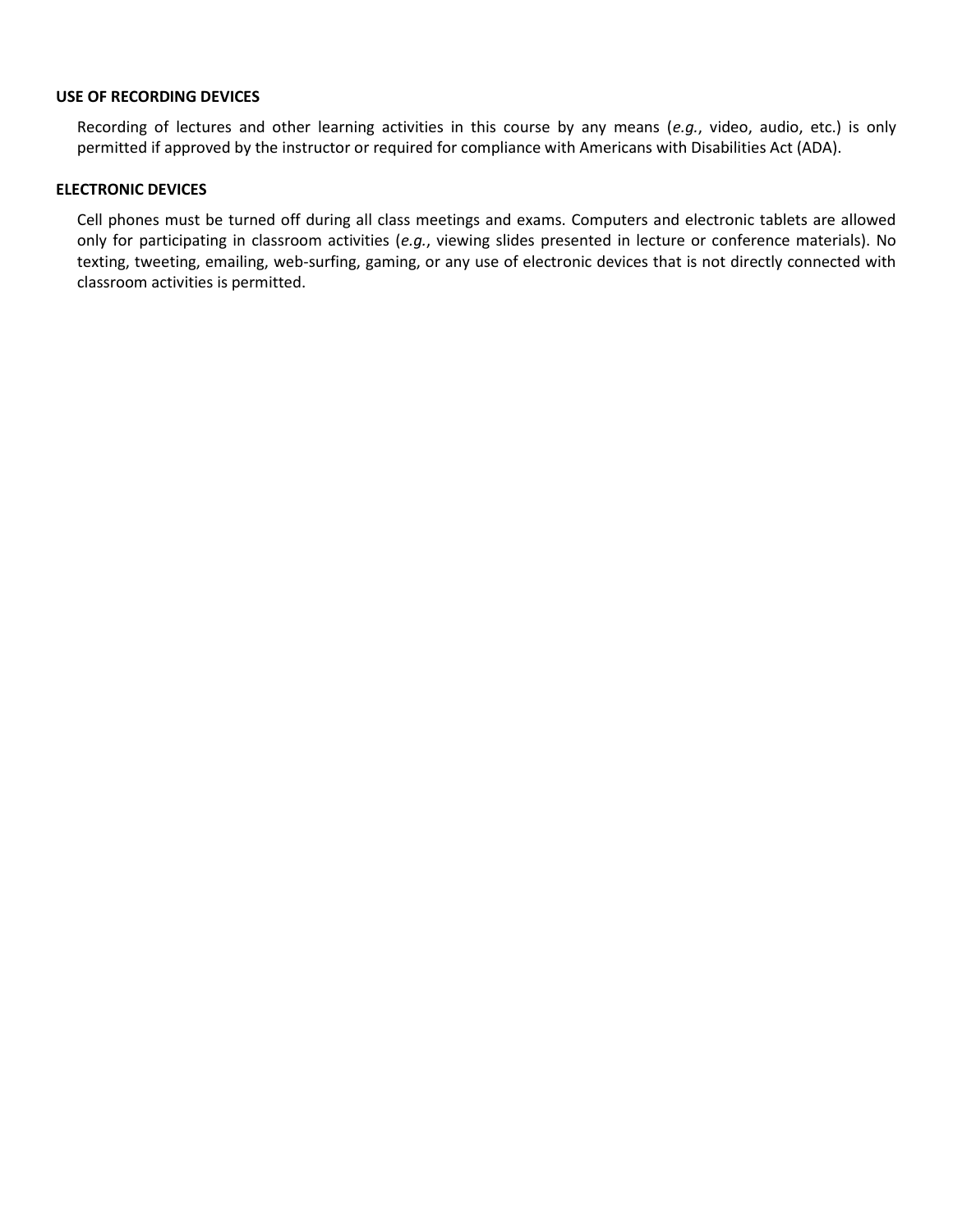**USE OF RECORDING DEVICES**

Recording of lectures and other learning activities in this course by any means (*e.g.*, video, audio, etc.) is only permitted if approved by the instructor or required for compliance with Americans with Disabilities Act (ADA).

**ELECTRONIC DEVICES**

Cell phones must be turned off during all class meetings and exams. Computers and electronic tablets are allowed only for participating in classroom activities (*e.g.*, viewing slides presented in lecture or conference materials). No texting, tweeting, emailing, web-surfing, gaming, or any use of electronic devices that is not directly connected with classroom activities is permitted.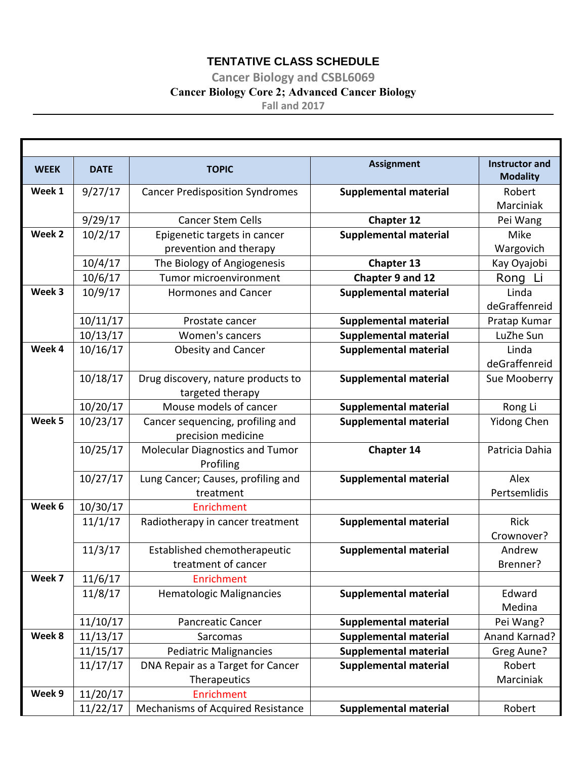### TENTATIVE CLASS SCHEDULE

**Cancer Biology and CSBL6069**

**Cancer Biology Core 2; Advanced Cancer Biology**

**Fall and 2017**

| WEEK | DATE | TOPIC | Assignment | Instructor and Modality |
|---|---|---|---|---|
| **Week 1** | 9/27/17 | Cancer Predisposition Syndromes | **Supplemental material** | Robert Marciniak |
| | 9/29/17 | Cancer Stem Cells | **Chapter 12** | Pei Wang |
| **Week 2** | 10/2/17 | Epigenetic targets in cancer prevention and therapy | **Supplemental material** | Mike Wargovich |
| | 10/4/17 | The Biology of Angiogenesis | **Chapter 13** | Kay Oyajobi |
| | 10/6/17 | Tumor microenvironment | **Chapter 9 and 12** | Rong Li |
| **Week 3** | 10/9/17 | Hormones and Cancer | **Supplemental material** | Linda deGraffenreid |
| | 10/11/17 | Prostate cancer | **Supplemental material** | Pratap Kumar |
| | 10/13/17 | Women's cancers | **Supplemental material** | LuZhe Sun |
| **Week 4** | 10/16/17 | Obesity and Cancer | **Supplemental material** | Linda deGraffenreid |
| | 10/18/17 | Drug discovery, nature products to targeted therapy | **Supplemental material** | Sue Mooberry |
| | 10/20/17 | Mouse models of cancer | **Supplemental material** | Rong Li |
| **Week 5** | 10/23/17 | Cancer sequencing, profiling and precision medicine | **Supplemental material** | Yidong Chen |
| | 10/25/17 | Molecular Diagnostics and Tumor Profiling | **Chapter 14** | Patricia Dahia |
| | 10/27/17 | Lung Cancer; Causes, profiling and treatment | **Supplemental material** | Alex Pertsemlidis |
| **Week 6** | 10/30/17 | Enrichment | | |
| | 11/1/17 | Radiotherapy in cancer treatment | **Supplemental material** | Rick Crownover? |
| | 11/3/17 | Established chemotherapeutic treatment of cancer | **Supplemental material** | Andrew Brenner? |
| **Week 7** | 11/6/17 | Enrichment | | |
| | 11/8/17 | Hematologic Malignancies | **Supplemental material** | Edward Medina |
| | 11/10/17 | Pancreatic Cancer | **Supplemental material** | Pei Wang? |
| **Week 8** | 11/13/17 | Sarcomas | **Supplemental material** | Anand Karnad? |
| | 11/15/17 | Pediatric Malignancies | **Supplemental material** | Greg Aune? |
| | 11/17/17 | DNA Repair as a Target for Cancer Therapeutics | **Supplemental material** | Robert Marciniak |
| **Week 9** | 11/20/17 | Enrichment | | |
| | 11/22/17 | Mechanisms of Acquired Resistance | **Supplemental material** | Robert |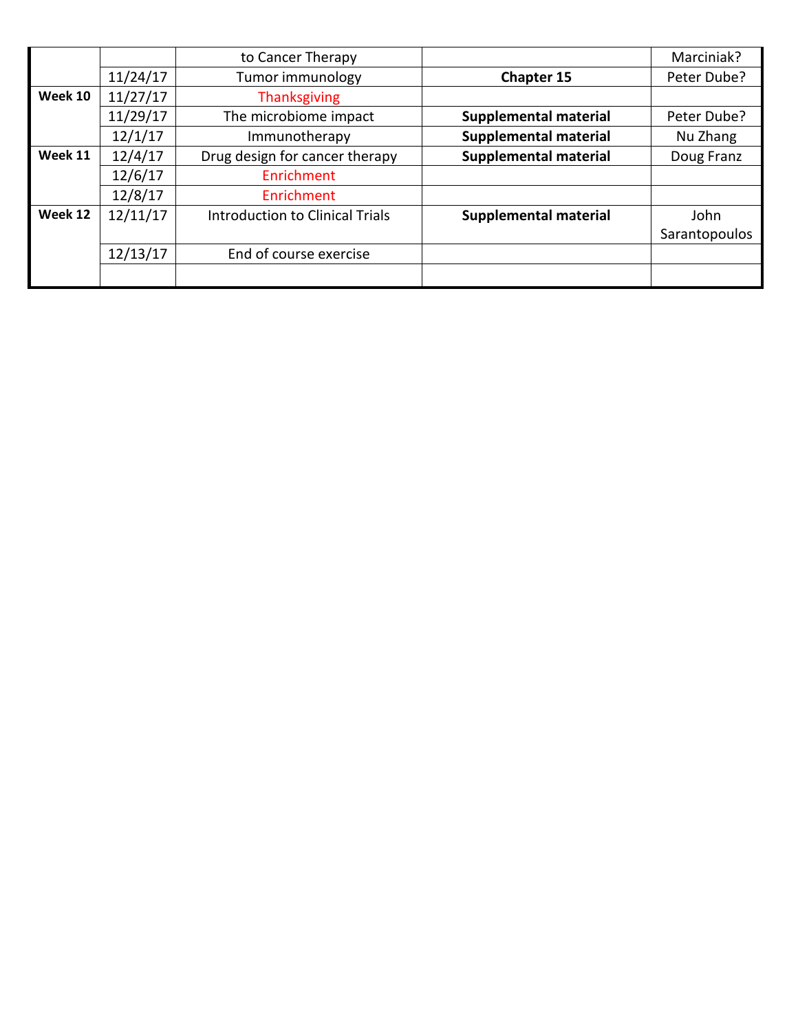| | | | | |
|---|---|---|---|---|
| | | to Cancer Therapy | | Marciniak? |
| | 11/24/17 | Tumor immunology | **Chapter 15** | Peter Dube? |
| **Week 10** | 11/27/17 | Thanksgiving | | |
| | 11/29/17 | The microbiome impact | **Supplemental material** | Peter Dube? |
| | 12/1/17 | Immunotherapy | **Supplemental material** | Nu Zhang |
| **Week 11** | 12/4/17 | Drug design for cancer therapy | **Supplemental material** | Doug Franz |
| | 12/6/17 | Enrichment | | |
| | 12/8/17 | Enrichment | | |
| **Week 12** | 12/11/17 | Introduction to Clinical Trials | **Supplemental material** | John Sarantopoulos |
| | 12/13/17 | End of course exercise | | |
| | | | | |